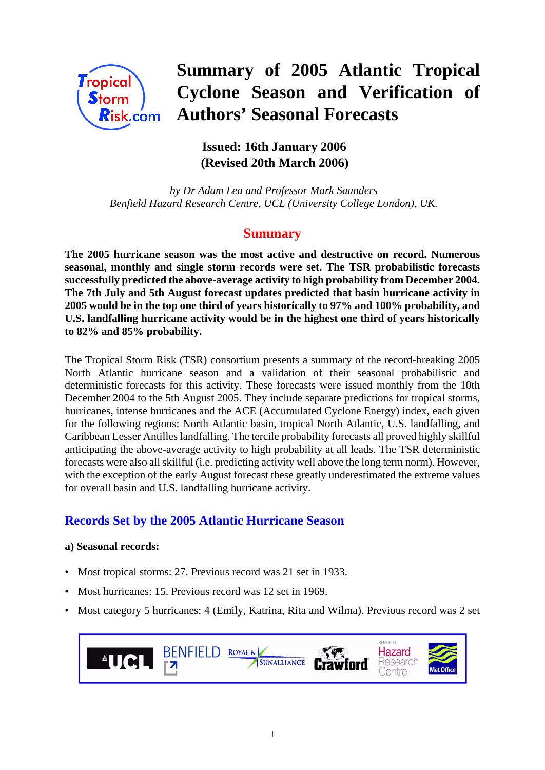# Summary of 2005 Atlantic Tropical Cyclone Season and Verification of Authors' Seasonal Forecasts

**Issued: 16th January 2006**
**(Revised 20th March 2006)**

*by Dr Adam Lea and Professor Mark Saunders*
*Benfield Hazard Research Centre, UCL (University College London), UK.*

## Summary

**The 2005 hurricane season was the most active and destructive on record. Numerous seasonal, monthly and single storm records were set. The TSR probabilistic forecasts successfully predicted the above-average activity to high probability from December 2004. The 7th July and 5th August forecast updates predicted that basin hurricane activity in 2005 would be in the top one third of years historically to 97% and 100% probability, and U.S. landfalling hurricane activity would be in the highest one third of years historically to 82% and 85% probability.**

The Tropical Storm Risk (TSR) consortium presents a summary of the record-breaking 2005 North Atlantic hurricane season and a validation of their seasonal probabilistic and deterministic forecasts for this activity. These forecasts were issued monthly from the 10th December 2004 to the 5th August 2005. They include separate predictions for tropical storms, hurricanes, intense hurricanes and the ACE (Accumulated Cyclone Energy) index, each given for the following regions: North Atlantic basin, tropical North Atlantic, U.S. landfalling, and Caribbean Lesser Antilles landfalling. The tercile probability forecasts all proved highly skillful anticipating the above-average activity to high probability at all leads. The TSR deterministic forecasts were also all skillful (i.e. predicting activity well above the long term norm). However, with the exception of the early August forecast these greatly underestimated the extreme values for overall basin and U.S. landfalling hurricane activity.

## Records Set by the 2005 Atlantic Hurricane Season

**a) Seasonal records:**

- Most tropical storms: 27. Previous record was 21 set in 1933.
- Most hurricanes: 15. Previous record was 12 set in 1969.
- Most category 5 hurricanes: 4 (Emily, Katrina, Rita and Wilma). Previous record was 2 set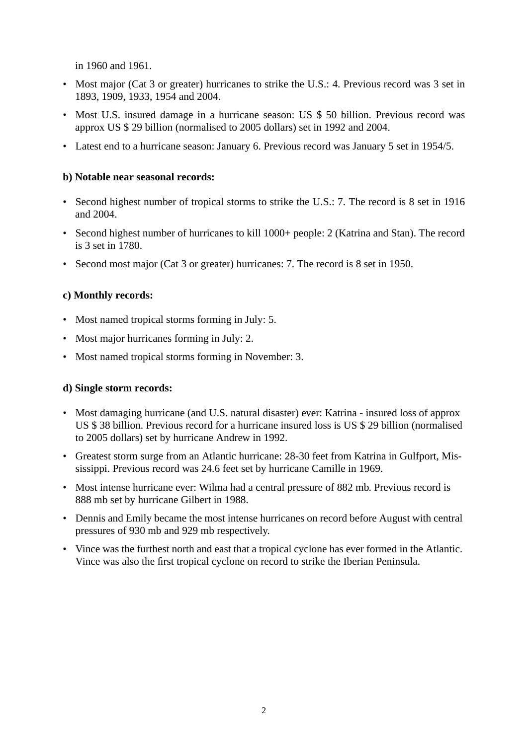in 1960 and 1961.

- Most major (Cat 3 or greater) hurricanes to strike the U.S.: 4. Previous record was 3 set in 1893, 1909, 1933, 1954 and 2004.
- Most U.S. insured damage in a hurricane season: US $ 50 billion. Previous record was approx US $ 29 billion (normalised to 2005 dollars) set in 1992 and 2004.
- Latest end to a hurricane season: January 6. Previous record was January 5 set in 1954/5.

**b) Notable near seasonal records:**

- Second highest number of tropical storms to strike the U.S.: 7. The record is 8 set in 1916 and 2004.
- Second highest number of hurricanes to kill 1000+ people: 2 (Katrina and Stan). The record is 3 set in 1780.
- Second most major (Cat 3 or greater) hurricanes: 7. The record is 8 set in 1950.

**c) Monthly records:**

- Most named tropical storms forming in July: 5.
- Most major hurricanes forming in July: 2.
- Most named tropical storms forming in November: 3.

**d) Single storm records:**

- Most damaging hurricane (and U.S. natural disaster) ever: Katrina - insured loss of approx US $ 38 billion. Previous record for a hurricane insured loss is US $ 29 billion (normalised to 2005 dollars) set by hurricane Andrew in 1992.
- Greatest storm surge from an Atlantic hurricane: 28-30 feet from Katrina in Gulfport, Mississippi. Previous record was 24.6 feet set by hurricane Camille in 1969.
- Most intense hurricane ever: Wilma had a central pressure of 882 mb. Previous record is 888 mb set by hurricane Gilbert in 1988.
- Dennis and Emily became the most intense hurricanes on record before August with central pressures of 930 mb and 929 mb respectively.
- Vince was the furthest north and east that a tropical cyclone has ever formed in the Atlantic. Vince was also the first tropical cyclone on record to strike the Iberian Peninsula.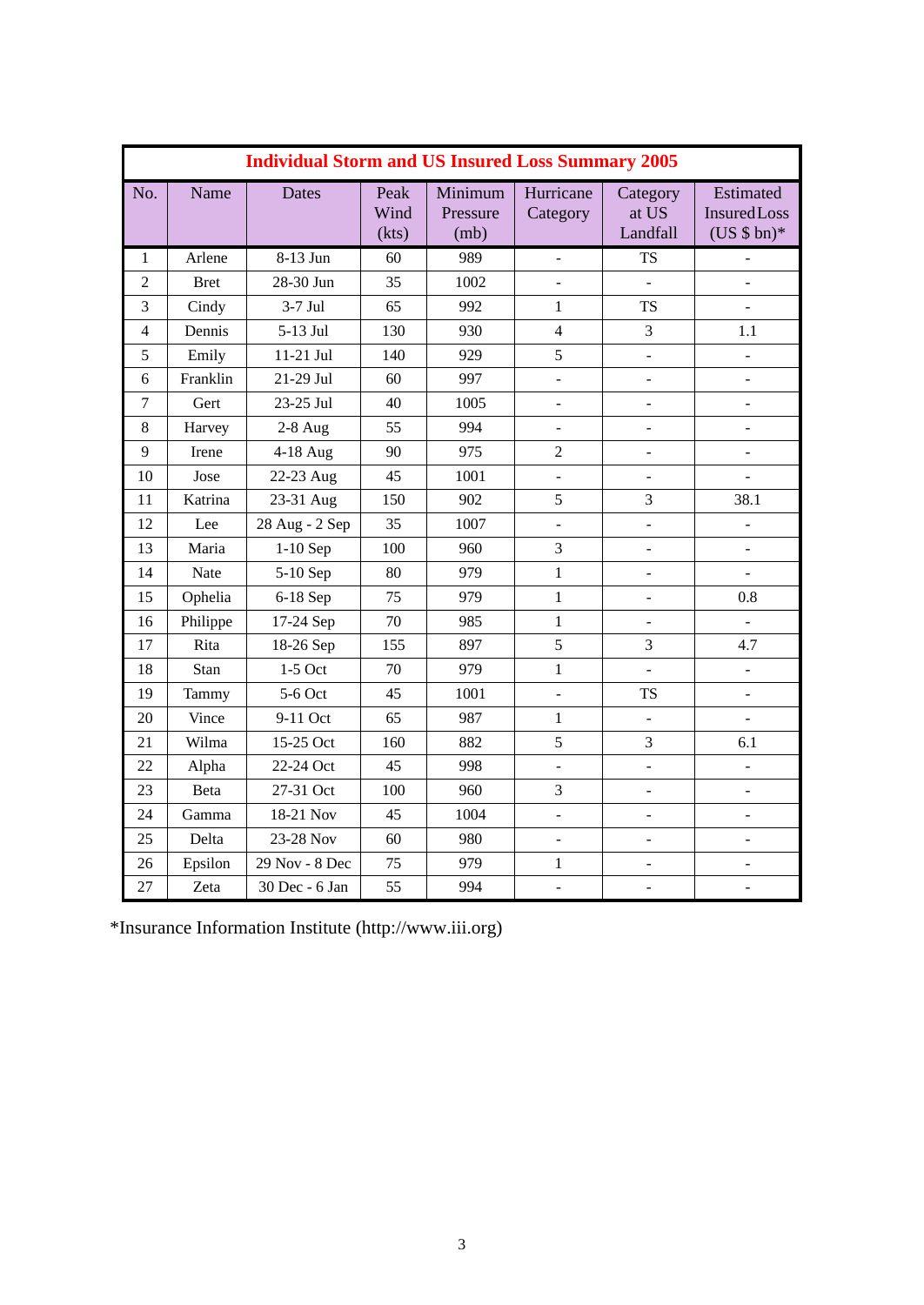| Individual Storm and US Insured Loss Summary 2005 | | | | | | | |
|---|---|---|---|---|---|---|---|
| No. | Name | Dates | Peak Wind (kts) | Minimum Pressure (mb) | Hurricane Category | Category at US Landfall | Estimated Insured Loss (US $ bn)* |
| 1 | Arlene | 8-13 Jun | 60 | 989 | - | TS | - |
| 2 | Bret | 28-30 Jun | 35 | 1002 | - | - | - |
| 3 | Cindy | 3-7 Jul | 65 | 992 | 1 | TS | - |
| 4 | Dennis | 5-13 Jul | 130 | 930 | 4 | 3 | 1.1 |
| 5 | Emily | 11-21 Jul | 140 | 929 | 5 | - | - |
| 6 | Franklin | 21-29 Jul | 60 | 997 | - | - | - |
| 7 | Gert | 23-25 Jul | 40 | 1005 | - | - | - |
| 8 | Harvey | 2-8 Aug | 55 | 994 | - | - | - |
| 9 | Irene | 4-18 Aug | 90 | 975 | 2 | - | - |
| 10 | Jose | 22-23 Aug | 45 | 1001 | - | - | - |
| 11 | Katrina | 23-31 Aug | 150 | 902 | 5 | 3 | 38.1 |
| 12 | Lee | 28 Aug - 2 Sep | 35 | 1007 | - | - | - |
| 13 | Maria | 1-10 Sep | 100 | 960 | 3 | - | - |
| 14 | Nate | 5-10 Sep | 80 | 979 | 1 | - | - |
| 15 | Ophelia | 6-18 Sep | 75 | 979 | 1 | - | 0.8 |
| 16 | Philippe | 17-24 Sep | 70 | 985 | 1 | - | - |
| 17 | Rita | 18-26 Sep | 155 | 897 | 5 | 3 | 4.7 |
| 18 | Stan | 1-5 Oct | 70 | 979 | 1 | - | - |
| 19 | Tammy | 5-6 Oct | 45 | 1001 | - | TS | - |
| 20 | Vince | 9-11 Oct | 65 | 987 | 1 | - | - |
| 21 | Wilma | 15-25 Oct | 160 | 882 | 5 | 3 | 6.1 |
| 22 | Alpha | 22-24 Oct | 45 | 998 | - | - | - |
| 23 | Beta | 27-31 Oct | 100 | 960 | 3 | - | - |
| 24 | Gamma | 18-21 Nov | 45 | 1004 | - | - | - |
| 25 | Delta | 23-28 Nov | 60 | 980 | - | - | - |
| 26 | Epsilon | 29 Nov - 8 Dec | 75 | 979 | 1 | - | - |
| 27 | Zeta | 30 Dec - 6 Jan | 55 | 994 | - | - | - |

*Insurance Information Institute (http://www.iii.org)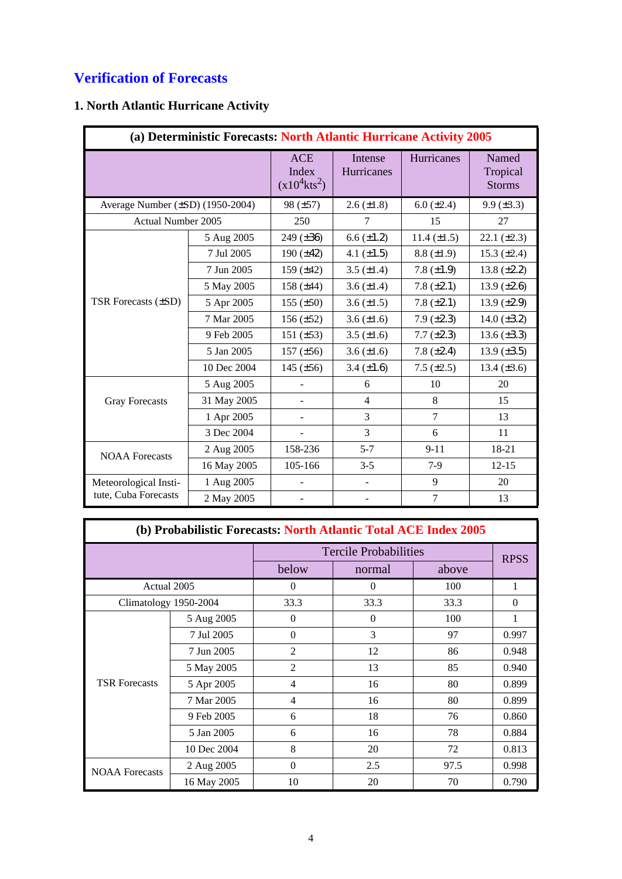# Verification of Forecasts

## 1. North Atlantic Hurricane Activity

| (a) Deterministic Forecasts: North Atlantic Hurricane Activity 2005 | | | | | |
|---|---|---|---|---|---|
| | | ACE Index ($x10^4kts^2$) | Intense Hurricanes | Hurricanes | Named Tropical Storms |
| Average Number (±SD) (1950-2004) | | 98 (±57) | 2.6 (±1.8) | 6.0 (±2.4) | 9.9 (±3.3) |
| Actual Number 2005 | | 250 | 7 | 15 | 27 |
| TSR Forecasts (±SD) | 5 Aug 2005 | 249 (±36) | 6.6 (±1.2) | 11.4 (±1.5) | 22.1 (±2.3) |
| | 7 Jul 2005 | 190 (±42) | 4.1 (±1.5) | 8.8 (±1.9) | 15.3 (±2.4) |
| | 7 Jun 2005 | 159 (±42) | 3.5 (±1.4) | 7.8 (±1.9) | 13.8 (±2.2) |
| | 5 May 2005 | 158 (±44) | 3.6 (±1.4) | 7.8 (±2.1) | 13.9 (±2.6) |
| | 5 Apr 2005 | 155 (±50) | 3.6 (±1.5) | 7.8 (±2.1) | 13.9 (±2.9) |
| | 7 Mar 2005 | 156 (±52) | 3.6 (±1.6) | 7.9 (±2.3) | 14.0 (±3.2) |
| | 9 Feb 2005 | 151 (±53) | 3.5 (±1.6) | 7.7 (±2.3) | 13.6 (±3.3) |
| | 5 Jan 2005 | 157 (±56) | 3.6 (±1.6) | 7.8 (±2.4) | 13.9 (±3.5) |
| | 10 Dec 2004 | 145 (±56) | 3.4 (±1.6) | 7.5 (±2.5) | 13.4 (±3.6) |
| Gray Forecasts | 5 Aug 2005 | - | 6 | 10 | 20 |
| | 31 May 2005 | - | 4 | 8 | 15 |
| | 1 Apr 2005 | - | 3 | 7 | 13 |
| | 3 Dec 2004 | - | 3 | 6 | 11 |
| NOAA Forecasts | 2 Aug 2005 | 158-236 | 5-7 | 9-11 | 18-21 |
| | 16 May 2005 | 105-166 | 3-5 | 7-9 | 12-15 |
| Meteorological Institute, Cuba Forecasts | 1 Aug 2005 | - | - | 9 | 20 |
| | 2 May 2005 | - | - | 7 | 13 |

| (b) Probabilistic Forecasts: North Atlantic Total ACE Index 2005 | | | | | |
|---|---|---|---|---|---|
| | | Tercile Probabilities | | | RPSS |
| | | below | normal | above | |
| Actual 2005 | | 0 | 0 | 100 | 1 |
| Climatology 1950-2004 | | 33.3 | 33.3 | 33.3 | 0 |
| TSR Forecasts | 5 Aug 2005 | 0 | 0 | 100 | 1 |
| | 7 Jul 2005 | 0 | 3 | 97 | 0.997 |
| | 7 Jun 2005 | 2 | 12 | 86 | 0.948 |
| | 5 May 2005 | 2 | 13 | 85 | 0.940 |
| | 5 Apr 2005 | 4 | 16 | 80 | 0.899 |
| | 7 Mar 2005 | 4 | 16 | 80 | 0.899 |
| | 9 Feb 2005 | 6 | 18 | 76 | 0.860 |
| | 5 Jan 2005 | 6 | 16 | 78 | 0.884 |
| | 10 Dec 2004 | 8 | 20 | 72 | 0.813 |
| NOAA Forecasts | 2 Aug 2005 | 0 | 2.5 | 97.5 | 0.998 |
| | 16 May 2005 | 10 | 20 | 70 | 0.790 |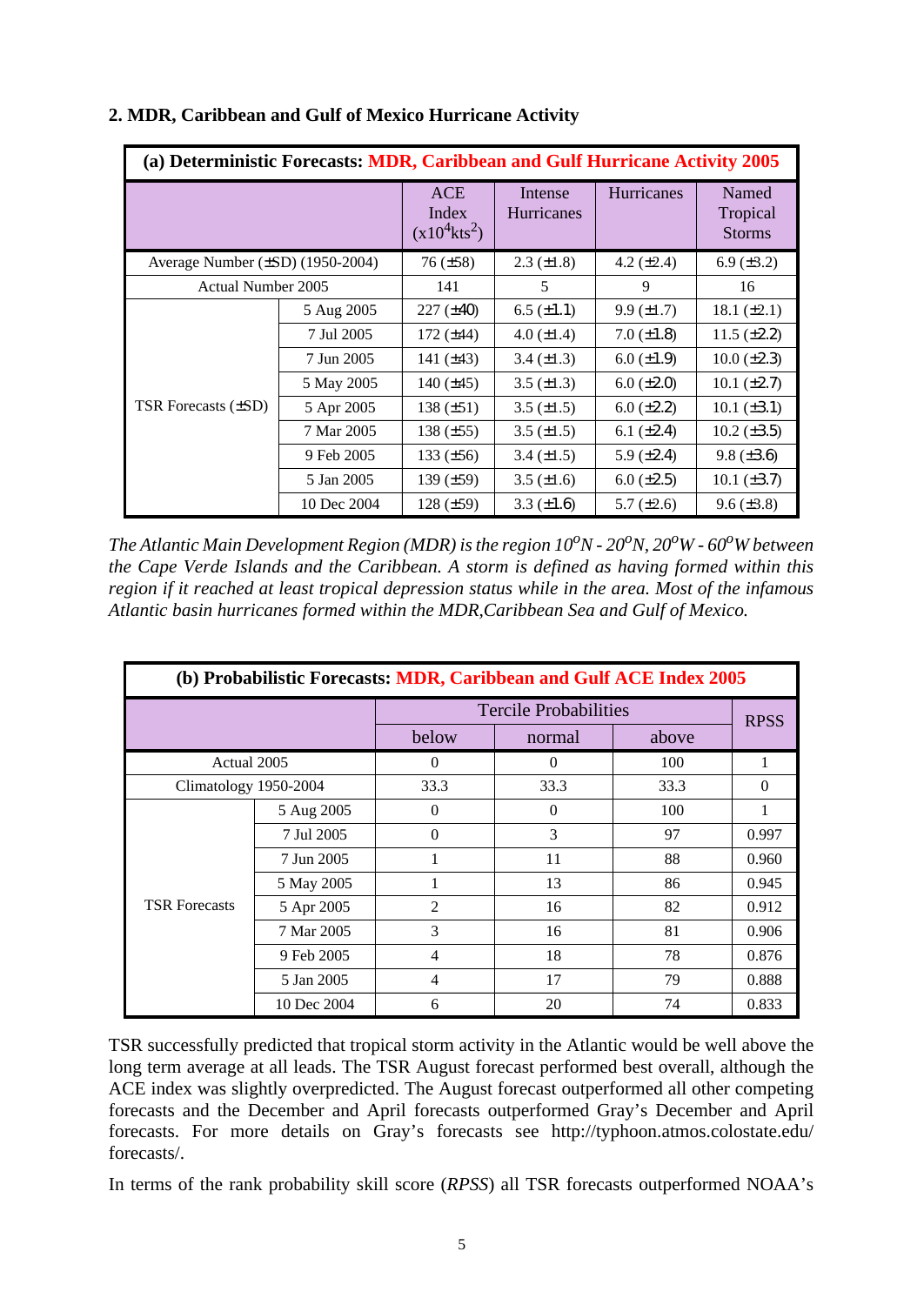## 2. MDR, Caribbean and Gulf of Mexico Hurricane Activity

| (a) Deterministic Forecasts: MDR, Caribbean and Gulf Hurricane Activity 2005 | | | | | |
|---|---|---|---|---|---|
| | | ACE Index ($x10^4 kts^2$) | Intense Hurricanes | Hurricanes | Named Tropical Storms |
| Average Number (±SD) (1950-2004) | | 76 (±58) | 2.3 (±1.8) | 4.2 (±2.4) | 6.9 (±3.2) |
| Actual Number 2005 | | 141 | 5 | 9 | 16 |
| TSR Forecasts (±SD) | 5 Aug 2005 | 227 (±40) | 6.5 (±1.1) | 9.9 (±1.7) | 18.1 (±2.1) |
| | 7 Jul 2005 | 172 (±44) | 4.0 (±1.4) | 7.0 (±1.8) | 11.5 (±2.2) |
| | 7 Jun 2005 | 141 (±43) | 3.4 (±1.3) | 6.0 (±1.9) | 10.0 (±2.3) |
| | 5 May 2005 | 140 (±45) | 3.5 (±1.3) | 6.0 (±2.0) | 10.1 (±2.7) |
| | 5 Apr 2005 | 138 (±51) | 3.5 (±1.5) | 6.0 (±2.2) | 10.1 (±3.1) |
| | 7 Mar 2005 | 138 (±55) | 3.5 (±1.5) | 6.1 (±2.4) | 10.2 (±3.5) |
| | 9 Feb 2005 | 133 (±56) | 3.4 (±1.5) | 5.9 (±2.4) | 9.8 (±3.6) |
| | 5 Jan 2005 | 139 (±59) | 3.5 (±1.6) | 6.0 (±2.5) | 10.1 (±3.7) |
| | 10 Dec 2004 | 128 (±59) | 3.3 (±1.6) | 5.7 (±2.6) | 9.6 (±3.8) |

*The Atlantic Main Development Region (MDR) is the region 10°N - 20°N, 20°W - 60°W between the Cape Verde Islands and the Caribbean. A storm is defined as having formed within this region if it reached at least tropical depression status while in the area. Most of the infamous Atlantic basin hurricanes formed within the MDR,Caribbean Sea and Gulf of Mexico.*

| (b) Probabilistic Forecasts: MDR, Caribbean and Gulf ACE Index 2005 | | | | | |
|---|---|---|---|---|---|
| | | Tercile Probabilities | | | RPSS |
| | | below | normal | above | |
| Actual 2005 | | 0 | 0 | 100 | 1 |
| Climatology 1950-2004 | | 33.3 | 33.3 | 33.3 | 0 |
| TSR Forecasts | 5 Aug 2005 | 0 | 0 | 100 | 1 |
| | 7 Jul 2005 | 0 | 3 | 97 | 0.997 |
| | 7 Jun 2005 | 1 | 11 | 88 | 0.960 |
| | 5 May 2005 | 1 | 13 | 86 | 0.945 |
| | 5 Apr 2005 | 2 | 16 | 82 | 0.912 |
| | 7 Mar 2005 | 3 | 16 | 81 | 0.906 |
| | 9 Feb 2005 | 4 | 18 | 78 | 0.876 |
| | 5 Jan 2005 | 4 | 17 | 79 | 0.888 |
| | 10 Dec 2004 | 6 | 20 | 74 | 0.833 |

TSR successfully predicted that tropical storm activity in the Atlantic would be well above the long term average at all leads. The TSR August forecast performed best overall, although the ACE index was slightly overpredicted. The August forecast outperformed all other competing forecasts and the December and April forecasts outperformed Gray's December and April forecasts. For more details on Gray's forecasts see http://typhoon.atmos.colostate.edu/forecasts/.

In terms of the rank probability skill score (*RPSS*) all TSR forecasts outperformed NOAA's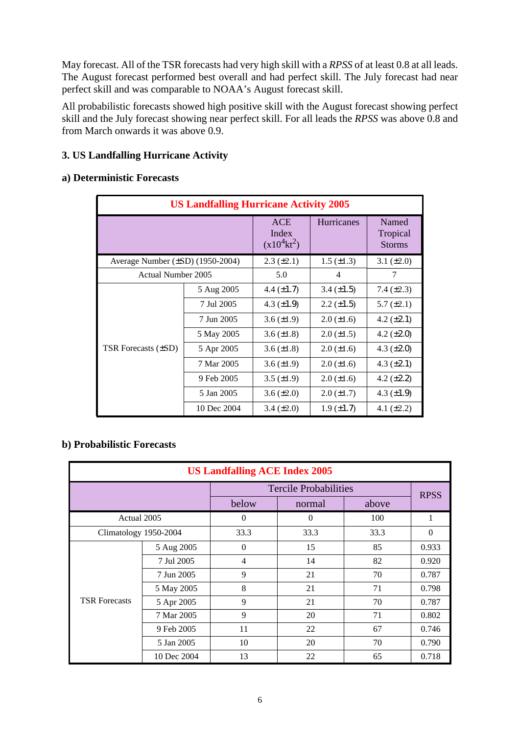May forecast. All of the TSR forecasts had very high skill with a *RPSS* of at least 0.8 at all leads. The August forecast performed best overall and had perfect skill. The July forecast had near perfect skill and was comparable to NOAA's August forecast skill.

All probabilistic forecasts showed high positive skill with the August forecast showing perfect skill and the July forecast showing near perfect skill. For all leads the *RPSS* was above 0.8 and from March onwards it was above 0.9.

### 3. US Landfalling Hurricane Activity

#### a) Deterministic Forecasts

| US Landfalling Hurricane Activity 2005 | | | | |
|---|---|---|---|---|
| | | ACE Index ($x10^4 kt^2$) | Hurricanes | Named Tropical Storms |
| Average Number (±SD) (1950-2004) | | 2.3 (±2.1) | 1.5 (±1.3) | 3.1 (±2.0) |
| Actual Number 2005 | | 5.0 | 4 | 7 |
| TSR Forecasts (±SD) | 5 Aug 2005 | 4.4 (±1.7) | 3.4 (±1.5) | 7.4 (±2.3) |
| | 7 Jul 2005 | 4.3 (±1.9) | 2.2 (±1.5) | 5.7 (±2.1) |
| | 7 Jun 2005 | 3.6 (±1.9) | 2.0 (±1.6) | 4.2 (±2.1) |
| | 5 May 2005 | 3.6 (±1.8) | 2.0 (±1.5) | 4.2 (±2.0) |
| | 5 Apr 2005 | 3.6 (±1.8) | 2.0 (±1.6) | 4.3 (±2.0) |
| | 7 Mar 2005 | 3.6 (±1.9) | 2.0 (±1.6) | 4.3 (±2.1) |
| | 9 Feb 2005 | 3.5 (±1.9) | 2.0 (±1.6) | 4.2 (±2.2) |
| | 5 Jan 2005 | 3.6 (±2.0) | 2.0 (±1.7) | 4.3 (±1.9) |
| | 10 Dec 2004 | 3.4 (±2.0) | 1.9 (±1.7) | 4.1 (±2.2) |

#### b) Probabilistic Forecasts

| US Landfalling ACE Index 2005 | | | | | |
|---|---|---|---|---|---|
| | | Tercile Probabilities | | | RPSS |
| | | below | normal | above | |
| Actual 2005 | | 0 | 0 | 100 | 1 |
| Climatology 1950-2004 | | 33.3 | 33.3 | 33.3 | 0 |
| TSR Forecasts | 5 Aug 2005 | 0 | 15 | 85 | 0.933 |
| | 7 Jul 2005 | 4 | 14 | 82 | 0.920 |
| | 7 Jun 2005 | 9 | 21 | 70 | 0.787 |
| | 5 May 2005 | 8 | 21 | 71 | 0.798 |
| | 5 Apr 2005 | 9 | 21 | 70 | 0.787 |
| | 7 Mar 2005 | 9 | 20 | 71 | 0.802 |
| | 9 Feb 2005 | 11 | 22 | 67 | 0.746 |
| | 5 Jan 2005 | 10 | 20 | 70 | 0.790 |
| | 10 Dec 2004 | 13 | 22 | 65 | 0.718 |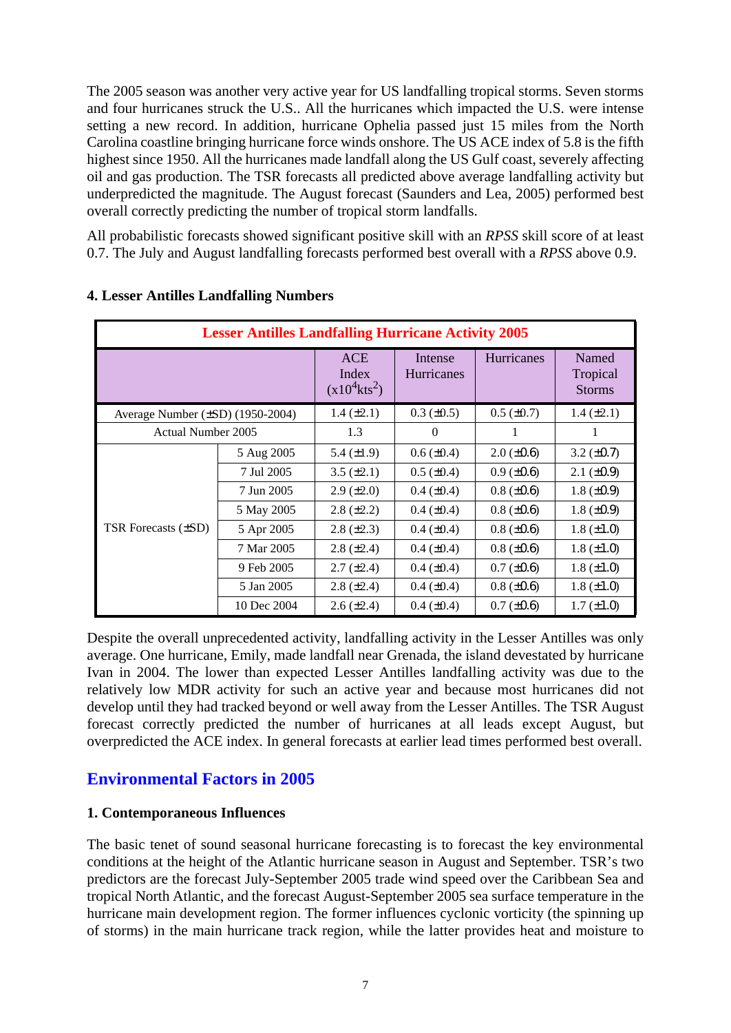The 2005 season was another very active year for US landfalling tropical storms. Seven storms and four hurricanes struck the U.S.. All the hurricanes which impacted the U.S. were intense setting a new record. In addition, hurricane Ophelia passed just 15 miles from the North Carolina coastline bringing hurricane force winds onshore. The US ACE index of 5.8 is the fifth highest since 1950. All the hurricanes made landfall along the US Gulf coast, severely affecting oil and gas production. The TSR forecasts all predicted above average landfalling activity but underpredicted the magnitude. The August forecast (Saunders and Lea, 2005) performed best overall correctly predicting the number of tropical storm landfalls.

All probabilistic forecasts showed significant positive skill with an *RPSS* skill score of at least 0.7. The July and August landfalling forecasts performed best overall with a *RPSS* above 0.9.

**4. Lesser Antilles Landfalling Numbers**

| Lesser Antilles Landfalling Hurricane Activity 2005 | | | | | |
|---|---|---|---|---|---|
| | | ACE Index ($x10^4 kts^2$) | Intense Hurricanes | Hurricanes | Named Tropical Storms |
| Average Number (±SD) (1950-2004) | | 1.4 (±2.1) | 0.3 (±0.5) | 0.5 (±0.7) | 1.4 (±2.1) |
| Actual Number 2005 | | 1.3 | 0 | 1 | 1 |
| TSR Forecasts (±SD) | 5 Aug 2005 | 5.4 (±1.9) | 0.6 (±0.4) | 2.0 (±0.6) | 3.2 (±0.7) |
| | 7 Jul 2005 | 3.5 (±2.1) | 0.5 (±0.4) | 0.9 (±0.6) | 2.1 (±0.9) |
| | 7 Jun 2005 | 2.9 (±2.0) | 0.4 (±0.4) | 0.8 (±0.6) | 1.8 (±0.9) |
| | 5 May 2005 | 2.8 (±2.2) | 0.4 (±0.4) | 0.8 (±0.6) | 1.8 (±0.9) |
| | 5 Apr 2005 | 2.8 (±2.3) | 0.4 (±0.4) | 0.8 (±0.6) | 1.8 (±1.0) |
| | 7 Mar 2005 | 2.8 (±2.4) | 0.4 (±0.4) | 0.8 (±0.6) | 1.8 (±1.0) |
| | 9 Feb 2005 | 2.7 (±2.4) | 0.4 (±0.4) | 0.7 (±0.6) | 1.8 (±1.0) |
| | 5 Jan 2005 | 2.8 (±2.4) | 0.4 (±0.4) | 0.8 (±0.6) | 1.8 (±1.0) |
| | 10 Dec 2004 | 2.6 (±2.4) | 0.4 (±0.4) | 0.7 (±0.6) | 1.7 (±1.0) |

Despite the overall unprecedented activity, landfalling activity in the Lesser Antilles was only average. One hurricane, Emily, made landfall near Grenada, the island devestated by hurricane Ivan in 2004. The lower than expected Lesser Antilles landfalling activity was due to the relatively low MDR activity for such an active year and because most hurricanes did not develop until they had tracked beyond or well away from the Lesser Antilles. The TSR August forecast correctly predicted the number of hurricanes at all leads except August, but overpredicted the ACE index. In general forecasts at earlier lead times performed best overall.

## Environmental Factors in 2005

**1. Contemporaneous Influences**

The basic tenet of sound seasonal hurricane forecasting is to forecast the key environmental conditions at the height of the Atlantic hurricane season in August and September. TSR's two predictors are the forecast July-September 2005 trade wind speed over the Caribbean Sea and tropical North Atlantic, and the forecast August-September 2005 sea surface temperature in the hurricane main development region. The former influences cyclonic vorticity (the spinning up of storms) in the main hurricane track region, while the latter provides heat and moisture to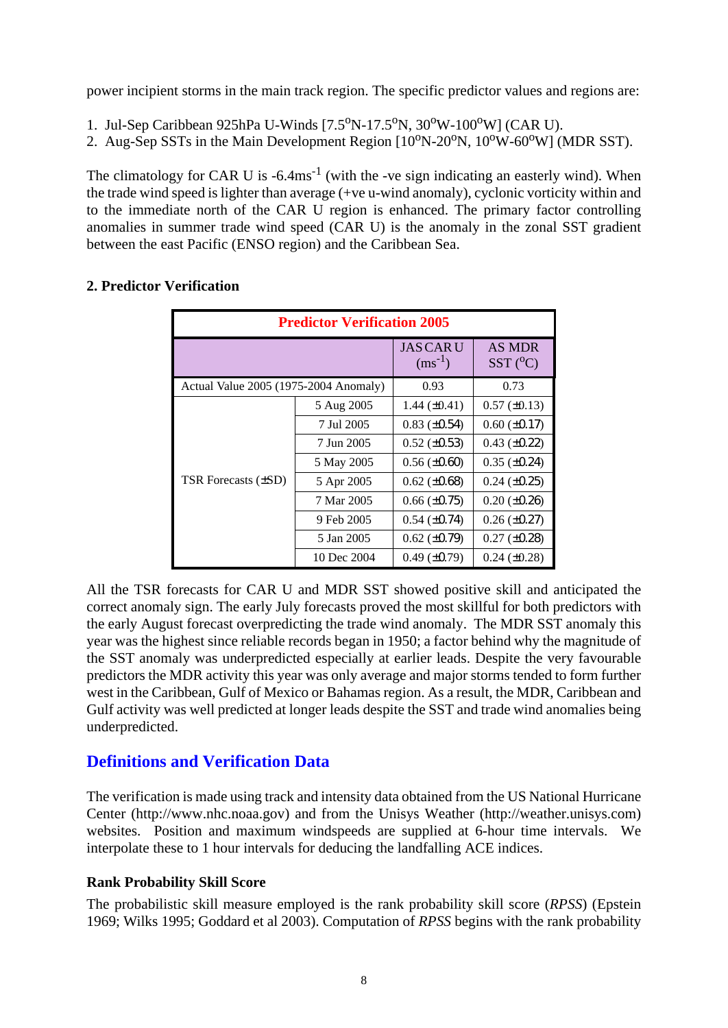power incipient storms in the main track region. The specific predictor values and regions are:

1. Jul-Sep Caribbean 925hPa U-Winds [7.5$^o$N-17.5$^o$N, 30$^o$W-100$^o$W] (CAR U).
2. Aug-Sep SSTs in the Main Development Region [10$^o$N-20$^o$N, 10$^o$W-60$^o$W] (MDR SST).

The climatology for CAR U is -6.4ms$^{-1}$ (with the -ve sign indicating an easterly wind). When the trade wind speed is lighter than average (+ve u-wind anomaly), cyclonic vorticity within and to the immediate north of the CAR U region is enhanced. The primary factor controlling anomalies in summer trade wind speed (CAR U) is the anomaly in the zonal SST gradient between the east Pacific (ENSO region) and the Caribbean Sea.

**2. Predictor Verification**

| Predictor Verification 2005 | | | |
|---|---|---|---|
| | | JAS CAR U (ms$^{-1}$) | AS MDR SST ($^o$C) |
| Actual Value 2005 (1975-2004 Anomaly) | | 0.93 | 0.73 |
| TSR Forecasts (±SD) | 5 Aug 2005 | 1.44 (±0.41) | 0.57 (±0.13) |
| | 7 Jul 2005 | 0.83 (±0.54) | 0.60 (±0.17) |
| | 7 Jun 2005 | 0.52 (±0.53) | 0.43 (±0.22) |
| | 5 May 2005 | 0.56 (±0.60) | 0.35 (±0.24) |
| | 5 Apr 2005 | 0.62 (±0.68) | 0.24 (±0.25) |
| | 7 Mar 2005 | 0.66 (±0.75) | 0.20 (±0.26) |
| | 9 Feb 2005 | 0.54 (±0.74) | 0.26 (±0.27) |
| | 5 Jan 2005 | 0.62 (±0.79) | 0.27 (±0.28) |
| | 10 Dec 2004 | 0.49 (±0.79) | 0.24 (±0.28) |

All the TSR forecasts for CAR U and MDR SST showed positive skill and anticipated the correct anomaly sign. The early July forecasts proved the most skillful for both predictors with the early August forecast overpredicting the trade wind anomaly. The MDR SST anomaly this year was the highest since reliable records began in 1950; a factor behind why the magnitude of the SST anomaly was underpredicted especially at earlier leads. Despite the very favourable predictors the MDR activity this year was only average and major storms tended to form further west in the Caribbean, Gulf of Mexico or Bahamas region. As a result, the MDR, Caribbean and Gulf activity was well predicted at longer leads despite the SST and trade wind anomalies being underpredicted.

## Definitions and Verification Data

The verification is made using track and intensity data obtained from the US National Hurricane Center (http://www.nhc.noaa.gov) and from the Unisys Weather (http://weather.unisys.com) websites. Position and maximum windspeeds are supplied at 6-hour time intervals. We interpolate these to 1 hour intervals for deducing the landfalling ACE indices.

### Rank Probability Skill Score

The probabilistic skill measure employed is the rank probability skill score (*RPSS*) (Epstein 1969; Wilks 1995; Goddard et al 2003). Computation of *RPSS* begins with the rank probability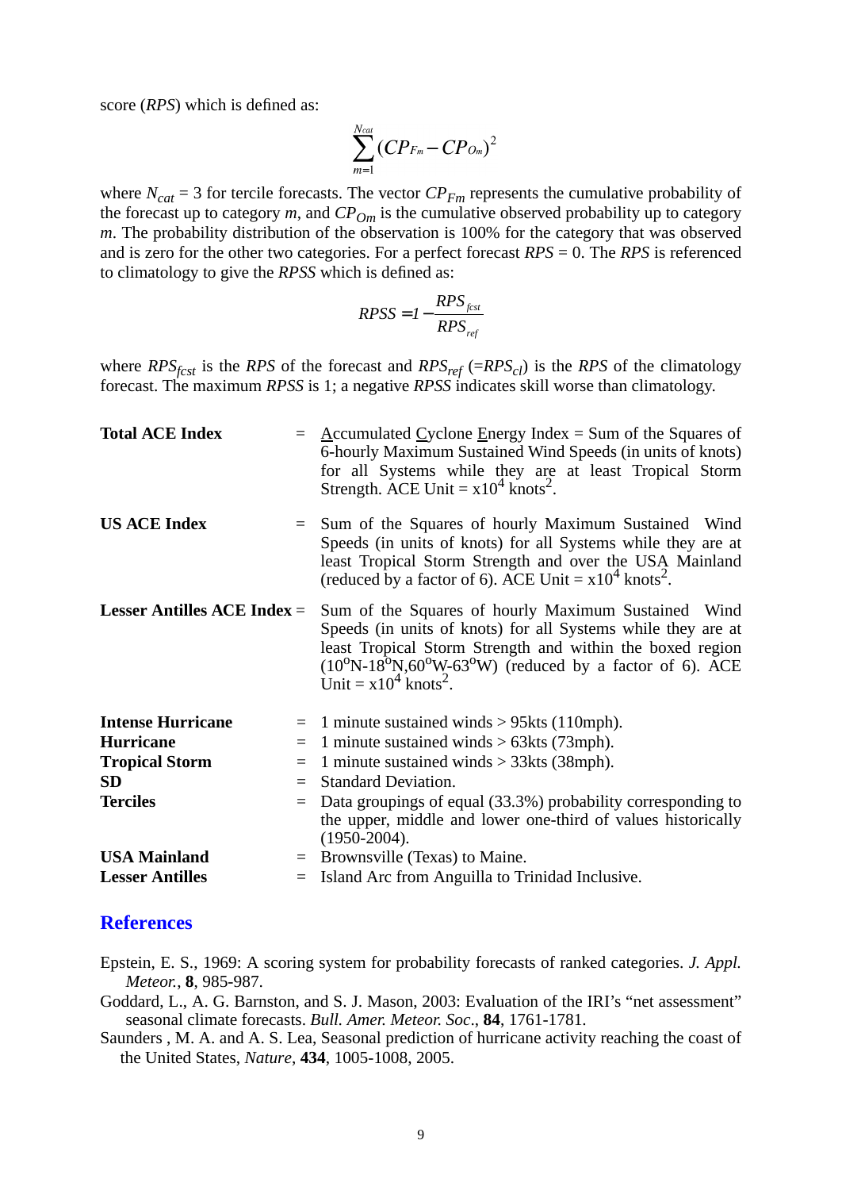score (*RPS*) which is defined as:

$$\sum_{m=1}^{N_{cat}} (CP_{F_m} - CP_{O_m})^2$$

where $N_{cat}$ = 3 for tercile forecasts. The vector $CP_{Fm}$ represents the cumulative probability of the forecast up to category *m*, and $CP_{Om}$ is the cumulative observed probability up to category *m*. The probability distribution of the observation is 100% for the category that was observed and is zero for the other two categories. For a perfect forecast *RPS* = 0. The *RPS* is referenced to climatology to give the *RPSS* which is defined as:

$$RPSS = 1 - \frac{RPS_{fcst}}{RPS_{ref}}$$

where $RPS_{fcst}$ is the *RPS* of the forecast and $RPS_{ref}$ (=$RPS_{cl}$) is the *RPS* of the climatology forecast. The maximum *RPSS* is 1; a negative *RPSS* indicates skill worse than climatology.

**Total ACE Index** = Accumulated Cyclone Energy Index = Sum of the Squares of 6-hourly Maximum Sustained Wind Speeds (in units of knots) for all Systems while they are at least Tropical Storm Strength. ACE Unit = x$10^4$ knots$^2$.

**US ACE Index** = Sum of the Squares of hourly Maximum Sustained Wind Speeds (in units of knots) for all Systems while they are at least Tropical Storm Strength and over the USA Mainland (reduced by a factor of 6). ACE Unit = x$10^4$ knots$^2$.

**Lesser Antilles ACE Index** = Sum of the Squares of hourly Maximum Sustained Wind Speeds (in units of knots) for all Systems while they are at least Tropical Storm Strength and within the boxed region ($10^o$N-$18^o$N,$60^o$W-$63^o$W) (reduced by a factor of 6). ACE Unit = x$10^4$ knots$^2$.

**Intense Hurricane** = 1 minute sustained winds > 95kts (110mph).
**Hurricane** = 1 minute sustained winds > 63kts (73mph).
**Tropical Storm** = 1 minute sustained winds > 33kts (38mph).
**SD** = Standard Deviation.
**Terciles** = Data groupings of equal (33.3%) probability corresponding to the upper, middle and lower one-third of values historically (1950-2004).
**USA Mainland** = Brownsville (Texas) to Maine.
**Lesser Antilles** = Island Arc from Anguilla to Trinidad Inclusive.

## References

Epstein, E. S., 1969: A scoring system for probability forecasts of ranked categories. *J. Appl. Meteor.*, **8**, 985-987.

Goddard, L., A. G. Barnston, and S. J. Mason, 2003: Evaluation of the IRI's "net assessment" seasonal climate forecasts. *Bull. Amer. Meteor. Soc*., **84**, 1761-1781.

Saunders , M. A. and A. S. Lea, Seasonal prediction of hurricane activity reaching the coast of the United States, *Nature*, **434**, 1005-1008, 2005.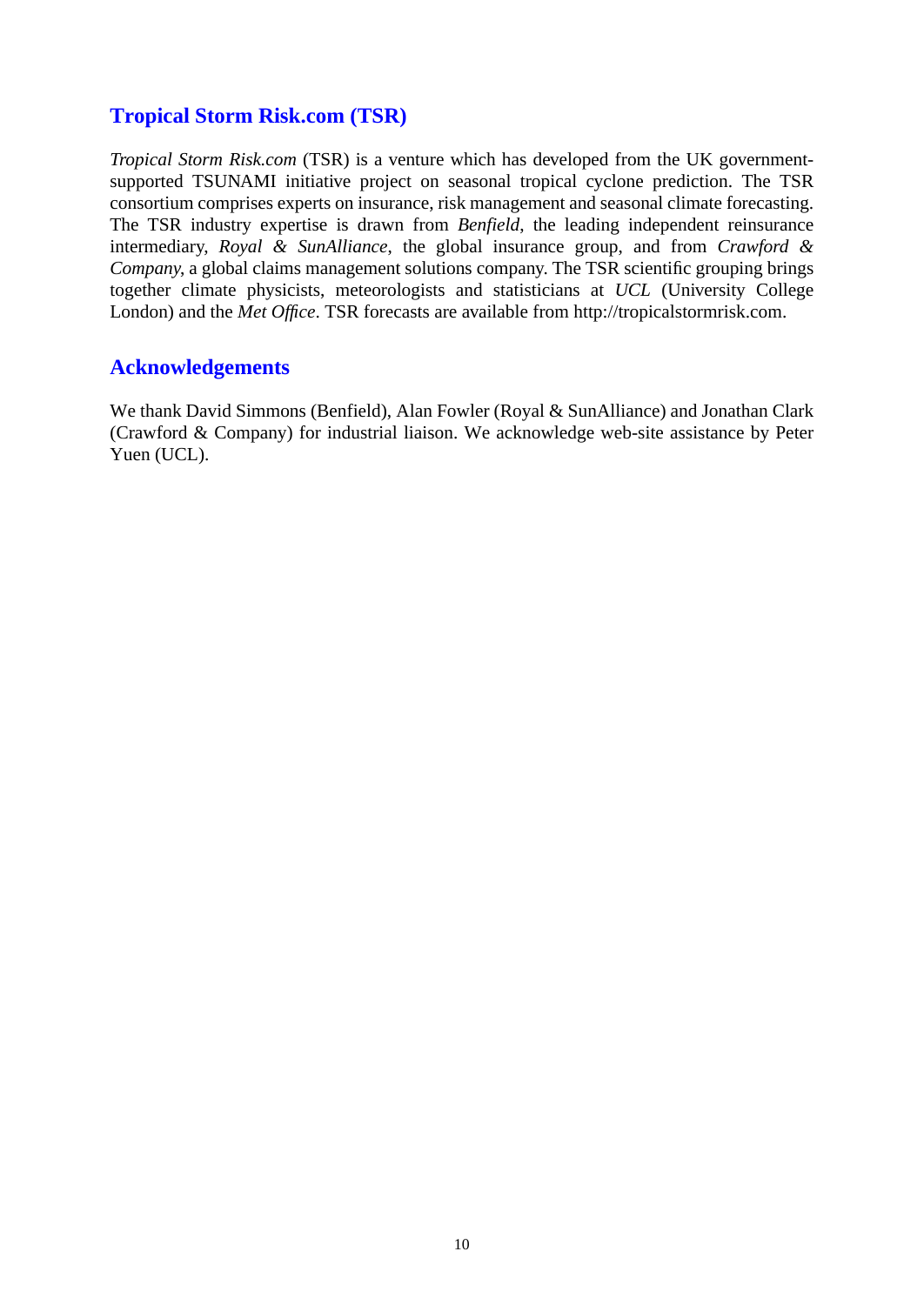## Tropical Storm Risk.com (TSR)

*Tropical Storm Risk.com* (TSR) is a venture which has developed from the UK government-supported TSUNAMI initiative project on seasonal tropical cyclone prediction. The TSR consortium comprises experts on insurance, risk management and seasonal climate forecasting. The TSR industry expertise is drawn from *Benfield*, the leading independent reinsurance intermediary, *Royal & SunAlliance*, the global insurance group, and from *Crawford & Company*, a global claims management solutions company. The TSR scientific grouping brings together climate physicists, meteorologists and statisticians at *UCL* (University College London) and the *Met Office*. TSR forecasts are available from http://tropicalstormrisk.com.

## Acknowledgements

We thank David Simmons (Benfield), Alan Fowler (Royal & SunAlliance) and Jonathan Clark (Crawford & Company) for industrial liaison. We acknowledge web-site assistance by Peter Yuen (UCL).